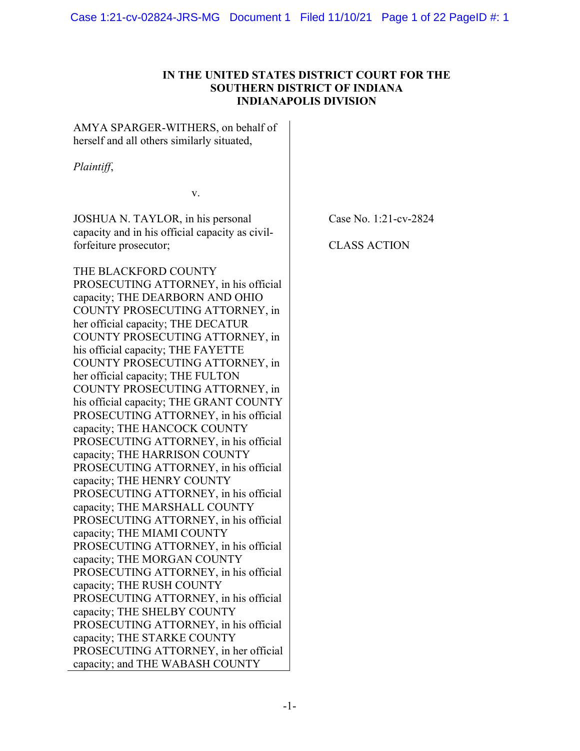**IN THE UNITED STATES DISTRICT COURT FOR THE SOUTHERN DISTRICT OF INDIANA INDIANAPOLIS DIVISION**

AMYA SPARGER-WITHERS, on behalf of herself and all others similarly situated,

*Plaintiff*,

v.

JOSHUA N. TAYLOR, in his personal capacity and in his official capacity as civil-forfeiture prosecutor;

THE BLACKFORD COUNTY PROSECUTING ATTORNEY, in his official capacity; THE DEARBORN AND OHIO COUNTY PROSECUTING ATTORNEY, in her official capacity; THE DECATUR COUNTY PROSECUTING ATTORNEY, in his official capacity; THE FAYETTE COUNTY PROSECUTING ATTORNEY, in her official capacity; THE FULTON COUNTY PROSECUTING ATTORNEY, in his official capacity; THE GRANT COUNTY PROSECUTING ATTORNEY, in his official capacity; THE HANCOCK COUNTY PROSECUTING ATTORNEY, in his official capacity; THE HARRISON COUNTY PROSECUTING ATTORNEY, in his official capacity; THE HENRY COUNTY PROSECUTING ATTORNEY, in his official capacity; THE MARSHALL COUNTY PROSECUTING ATTORNEY, in his official capacity; THE MIAMI COUNTY PROSECUTING ATTORNEY, in his official capacity; THE MORGAN COUNTY PROSECUTING ATTORNEY, in his official capacity; THE RUSH COUNTY PROSECUTING ATTORNEY, in his official capacity; THE SHELBY COUNTY PROSECUTING ATTORNEY, in his official capacity; THE STARKE COUNTY PROSECUTING ATTORNEY, in her official capacity; and THE WABASH COUNTY

Case No. 1:21-cv-2824

CLASS ACTION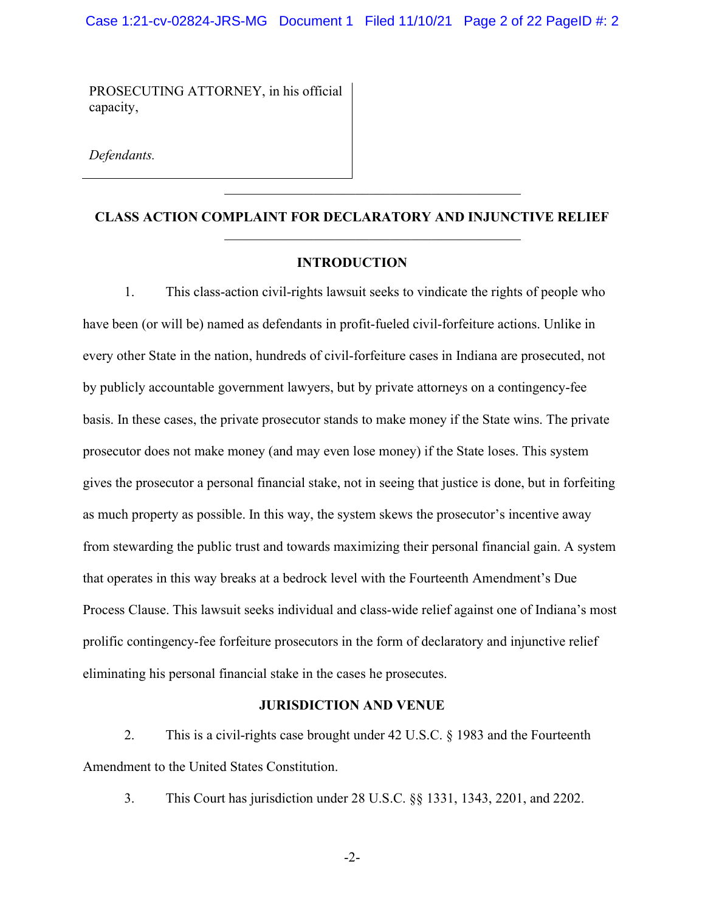PROSECUTING ATTORNEY, in his official capacity,

*Defendants.*

## CLASS ACTION COMPLAINT FOR DECLARATORY AND INJUNCTIVE RELIEF

### INTRODUCTION

1. This class-action civil-rights lawsuit seeks to vindicate the rights of people who have been (or will be) named as defendants in profit-fueled civil-forfeiture actions. Unlike in every other State in the nation, hundreds of civil-forfeiture cases in Indiana are prosecuted, not by publicly accountable government lawyers, but by private attorneys on a contingency-fee basis. In these cases, the private prosecutor stands to make money if the State wins. The private prosecutor does not make money (and may even lose money) if the State loses. This system gives the prosecutor a personal financial stake, not in seeing that justice is done, but in forfeiting as much property as possible. In this way, the system skews the prosecutor's incentive away from stewarding the public trust and towards maximizing their personal financial gain. A system that operates in this way breaks at a bedrock level with the Fourteenth Amendment's Due Process Clause. This lawsuit seeks individual and class-wide relief against one of Indiana's most prolific contingency-fee forfeiture prosecutors in the form of declaratory and injunctive relief eliminating his personal financial stake in the cases he prosecutes.

### JURISDICTION AND VENUE

2. This is a civil-rights case brought under 42 U.S.C. § 1983 and the Fourteenth Amendment to the United States Constitution.

3. This Court has jurisdiction under 28 U.S.C. §§ 1331, 1343, 2201, and 2202.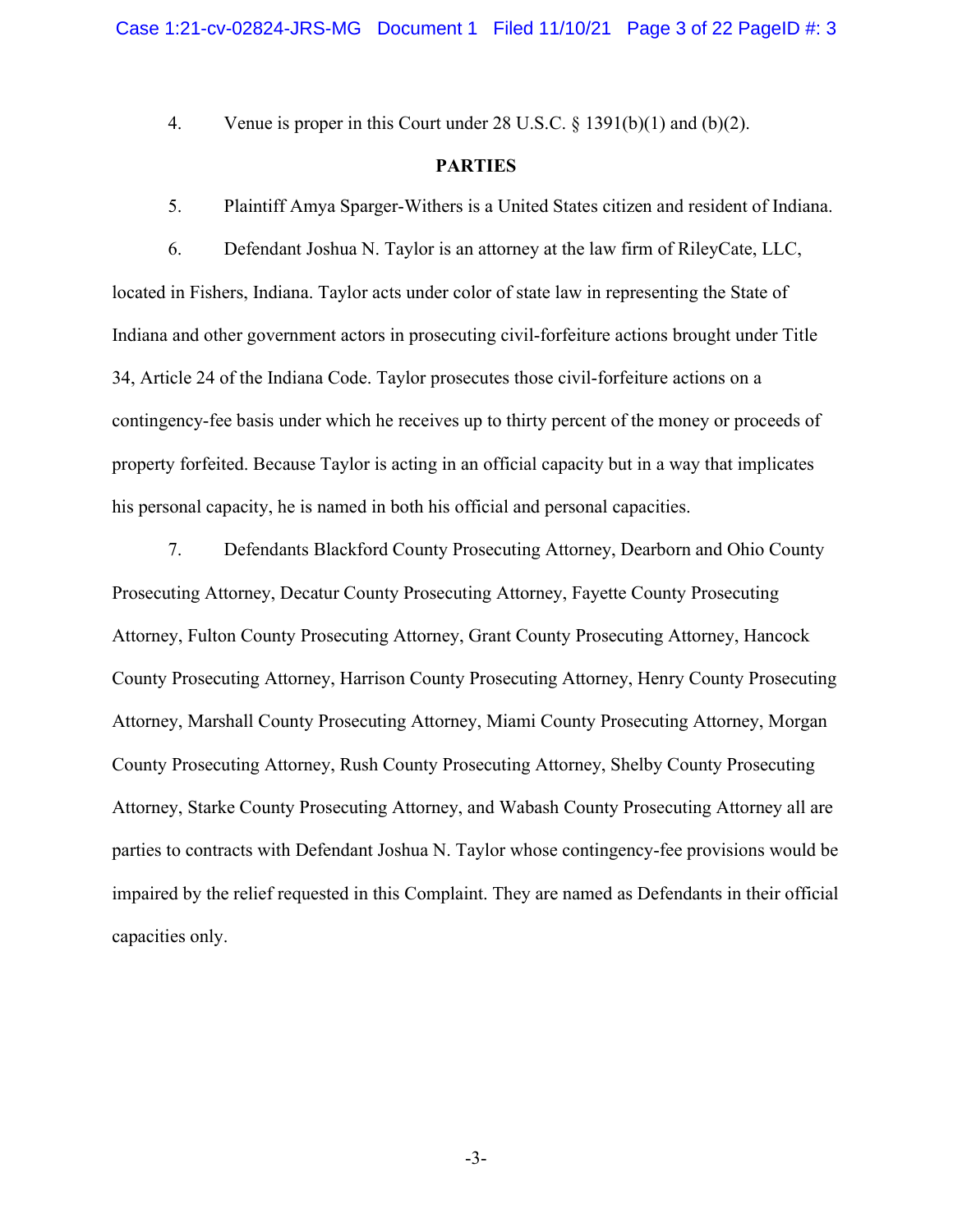4. Venue is proper in this Court under 28 U.S.C. § 1391(b)(1) and (b)(2).

**PARTIES**

5. Plaintiff Amya Sparger-Withers is a United States citizen and resident of Indiana.

6. Defendant Joshua N. Taylor is an attorney at the law firm of RileyCate, LLC, located in Fishers, Indiana. Taylor acts under color of state law in representing the State of Indiana and other government actors in prosecuting civil-forfeiture actions brought under Title 34, Article 24 of the Indiana Code. Taylor prosecutes those civil-forfeiture actions on a contingency-fee basis under which he receives up to thirty percent of the money or proceeds of property forfeited. Because Taylor is acting in an official capacity but in a way that implicates his personal capacity, he is named in both his official and personal capacities.

7. Defendants Blackford County Prosecuting Attorney, Dearborn and Ohio County Prosecuting Attorney, Decatur County Prosecuting Attorney, Fayette County Prosecuting Attorney, Fulton County Prosecuting Attorney, Grant County Prosecuting Attorney, Hancock County Prosecuting Attorney, Harrison County Prosecuting Attorney, Henry County Prosecuting Attorney, Marshall County Prosecuting Attorney, Miami County Prosecuting Attorney, Morgan County Prosecuting Attorney, Rush County Prosecuting Attorney, Shelby County Prosecuting Attorney, Starke County Prosecuting Attorney, and Wabash County Prosecuting Attorney all are parties to contracts with Defendant Joshua N. Taylor whose contingency-fee provisions would be impaired by the relief requested in this Complaint. They are named as Defendants in their official capacities only.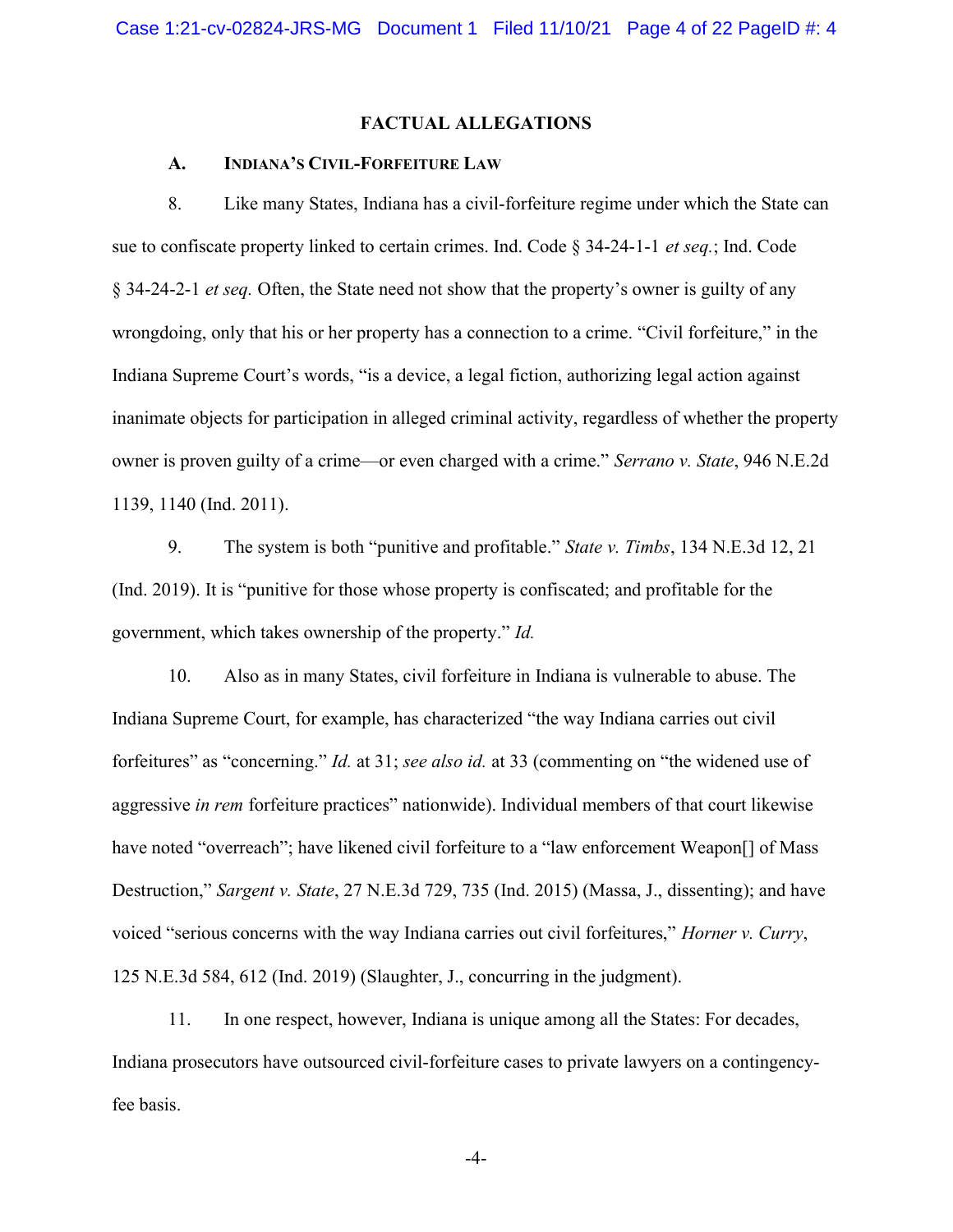## FACTUAL ALLEGATIONS

### A. INDIANA'S CIVIL-FORFEITURE LAW

8. Like many States, Indiana has a civil-forfeiture regime under which the State can sue to confiscate property linked to certain crimes. Ind. Code § 34-24-1-1 *et seq.*; Ind. Code § 34-24-2-1 *et seq.* Often, the State need not show that the property's owner is guilty of any wrongdoing, only that his or her property has a connection to a crime. "Civil forfeiture," in the Indiana Supreme Court's words, "is a device, a legal fiction, authorizing legal action against inanimate objects for participation in alleged criminal activity, regardless of whether the property owner is proven guilty of a crime—or even charged with a crime." *Serrano v. State*, 946 N.E.2d 1139, 1140 (Ind. 2011).

9. The system is both "punitive and profitable." *State v. Timbs*, 134 N.E.3d 12, 21 (Ind. 2019). It is "punitive for those whose property is confiscated; and profitable for the government, which takes ownership of the property." *Id.*

10. Also as in many States, civil forfeiture in Indiana is vulnerable to abuse. The Indiana Supreme Court, for example, has characterized "the way Indiana carries out civil forfeitures" as "concerning." *Id.* at 31; *see also id.* at 33 (commenting on "the widened use of aggressive *in rem* forfeiture practices" nationwide). Individual members of that court likewise have noted "overreach"; have likened civil forfeiture to a "law enforcement Weapon[] of Mass Destruction," *Sargent v. State*, 27 N.E.3d 729, 735 (Ind. 2015) (Massa, J., dissenting); and have voiced "serious concerns with the way Indiana carries out civil forfeitures," *Horner v. Curry*, 125 N.E.3d 584, 612 (Ind. 2019) (Slaughter, J., concurring in the judgment).

11. In one respect, however, Indiana is unique among all the States: For decades, Indiana prosecutors have outsourced civil-forfeiture cases to private lawyers on a contingency-fee basis.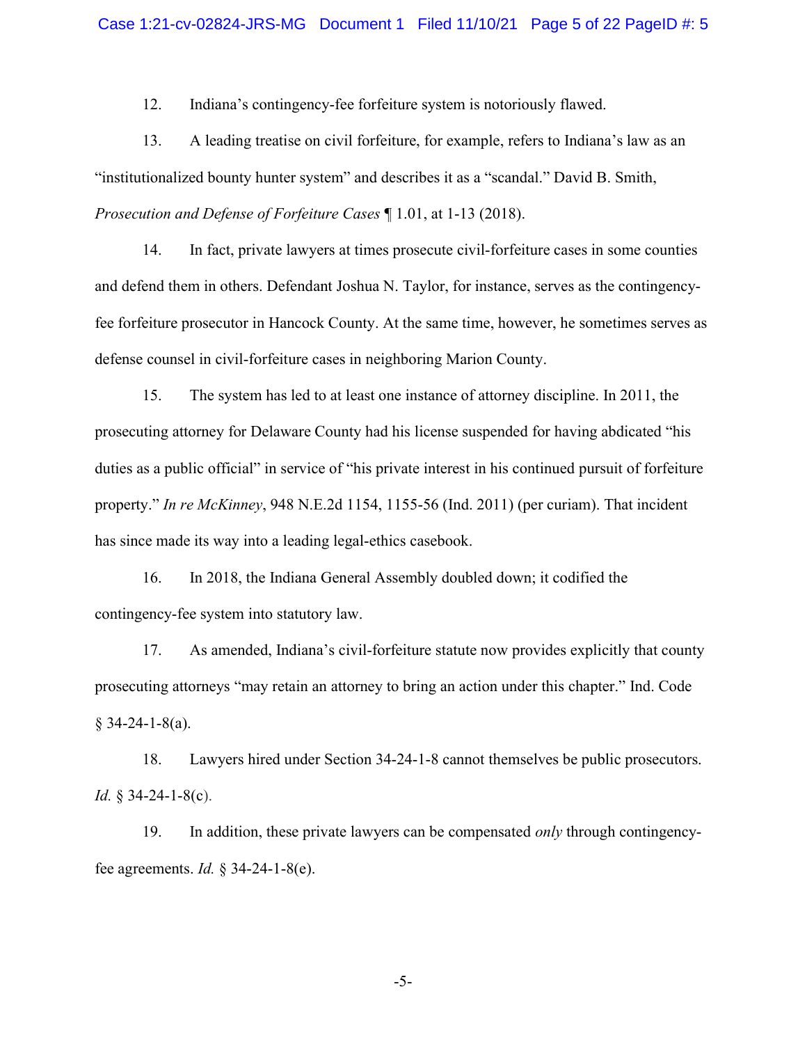12. Indiana's contingency-fee forfeiture system is notoriously flawed.

13. A leading treatise on civil forfeiture, for example, refers to Indiana's law as an "institutionalized bounty hunter system" and describes it as a "scandal." David B. Smith, *Prosecution and Defense of Forfeiture Cases* ¶ 1.01, at 1-13 (2018).

14. In fact, private lawyers at times prosecute civil-forfeiture cases in some counties and defend them in others. Defendant Joshua N. Taylor, for instance, serves as the contingency-fee forfeiture prosecutor in Hancock County. At the same time, however, he sometimes serves as defense counsel in civil-forfeiture cases in neighboring Marion County.

15. The system has led to at least one instance of attorney discipline. In 2011, the prosecuting attorney for Delaware County had his license suspended for having abdicated "his duties as a public official" in service of "his private interest in his continued pursuit of forfeiture property." *In re McKinney*, 948 N.E.2d 1154, 1155-56 (Ind. 2011) (per curiam). That incident has since made its way into a leading legal-ethics casebook.

16. In 2018, the Indiana General Assembly doubled down; it codified the contingency-fee system into statutory law.

17. As amended, Indiana's civil-forfeiture statute now provides explicitly that county prosecuting attorneys "may retain an attorney to bring an action under this chapter." Ind. Code § 34-24-1-8(a).

18. Lawyers hired under Section 34-24-1-8 cannot themselves be public prosecutors. *Id.* § 34-24-1-8(c).

19. In addition, these private lawyers can be compensated *only* through contingency-fee agreements. *Id.* § 34-24-1-8(e).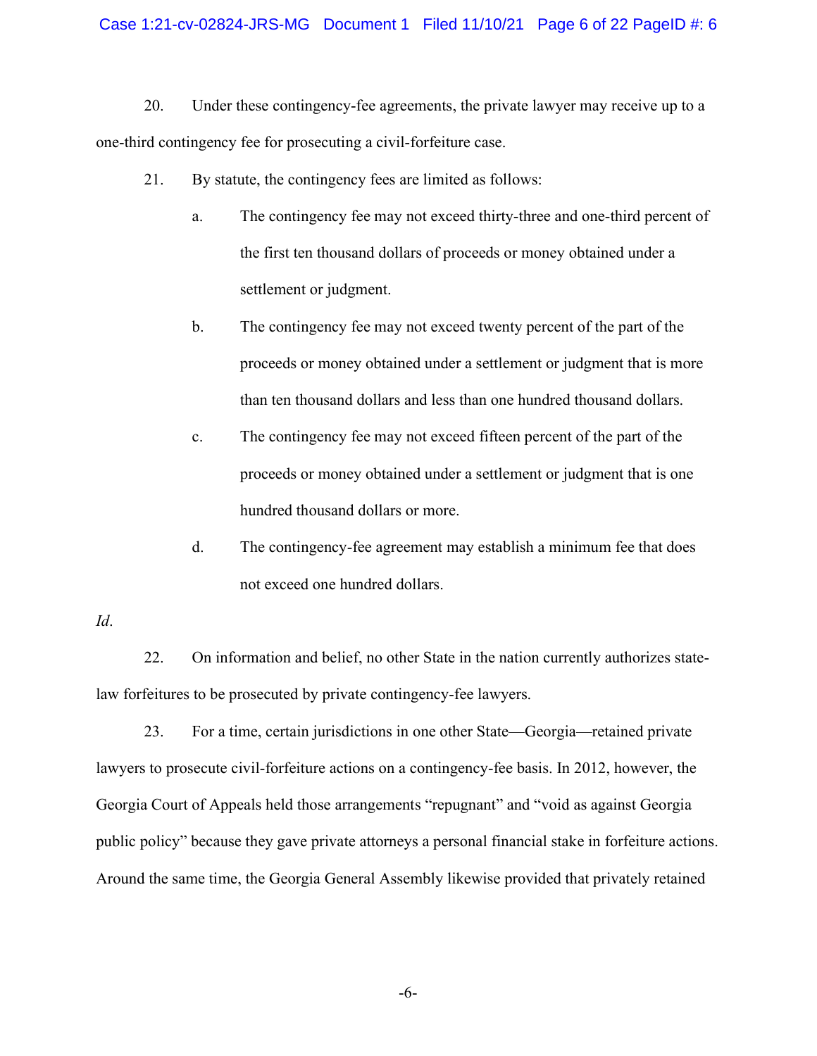20. Under these contingency-fee agreements, the private lawyer may receive up to a one-third contingency fee for prosecuting a civil-forfeiture case.

21. By statute, the contingency fees are limited as follows:

   a. The contingency fee may not exceed thirty-three and one-third percent of the first ten thousand dollars of proceeds or money obtained under a settlement or judgment.

   b. The contingency fee may not exceed twenty percent of the part of the proceeds or money obtained under a settlement or judgment that is more than ten thousand dollars and less than one hundred thousand dollars.

   c. The contingency fee may not exceed fifteen percent of the part of the proceeds or money obtained under a settlement or judgment that is one hundred thousand dollars or more.

   d. The contingency-fee agreement may establish a minimum fee that does not exceed one hundred dollars.

*Id*.

22. On information and belief, no other State in the nation currently authorizes state-law forfeitures to be prosecuted by private contingency-fee lawyers.

23. For a time, certain jurisdictions in one other State—Georgia—retained private lawyers to prosecute civil-forfeiture actions on a contingency-fee basis. In 2012, however, the Georgia Court of Appeals held those arrangements "repugnant" and "void as against Georgia public policy" because they gave private attorneys a personal financial stake in forfeiture actions. Around the same time, the Georgia General Assembly likewise provided that privately retained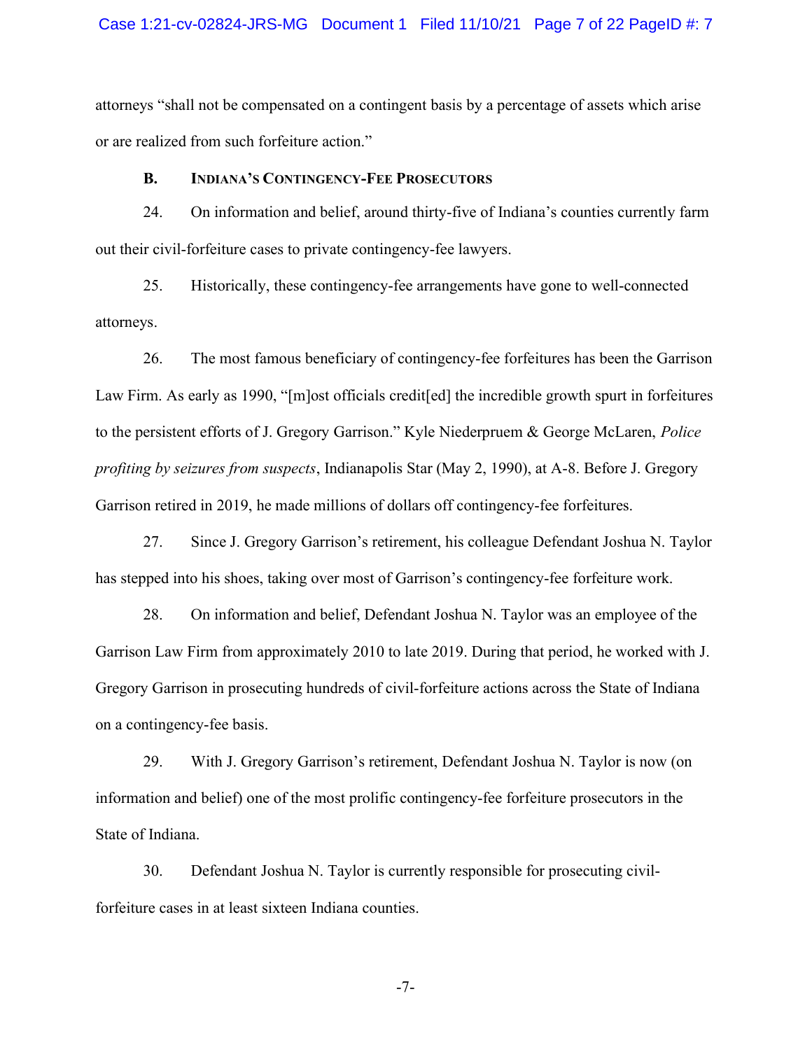attorneys "shall not be compensated on a contingent basis by a percentage of assets which arise or are realized from such forfeiture action."

### B. INDIANA'S CONTINGENCY-FEE PROSECUTORS

24. On information and belief, around thirty-five of Indiana's counties currently farm out their civil-forfeiture cases to private contingency-fee lawyers.

25. Historically, these contingency-fee arrangements have gone to well-connected attorneys.

26. The most famous beneficiary of contingency-fee forfeitures has been the Garrison Law Firm. As early as 1990, "[m]ost officials credit[ed] the incredible growth spurt in forfeitures to the persistent efforts of J. Gregory Garrison." Kyle Niederpruem & George McLaren, *Police profiting by seizures from suspects*, Indianapolis Star (May 2, 1990), at A-8. Before J. Gregory Garrison retired in 2019, he made millions of dollars off contingency-fee forfeitures.

27. Since J. Gregory Garrison's retirement, his colleague Defendant Joshua N. Taylor has stepped into his shoes, taking over most of Garrison's contingency-fee forfeiture work.

28. On information and belief, Defendant Joshua N. Taylor was an employee of the Garrison Law Firm from approximately 2010 to late 2019. During that period, he worked with J. Gregory Garrison in prosecuting hundreds of civil-forfeiture actions across the State of Indiana on a contingency-fee basis.

29. With J. Gregory Garrison's retirement, Defendant Joshua N. Taylor is now (on information and belief) one of the most prolific contingency-fee forfeiture prosecutors in the State of Indiana.

30. Defendant Joshua N. Taylor is currently responsible for prosecuting civil-forfeiture cases in at least sixteen Indiana counties.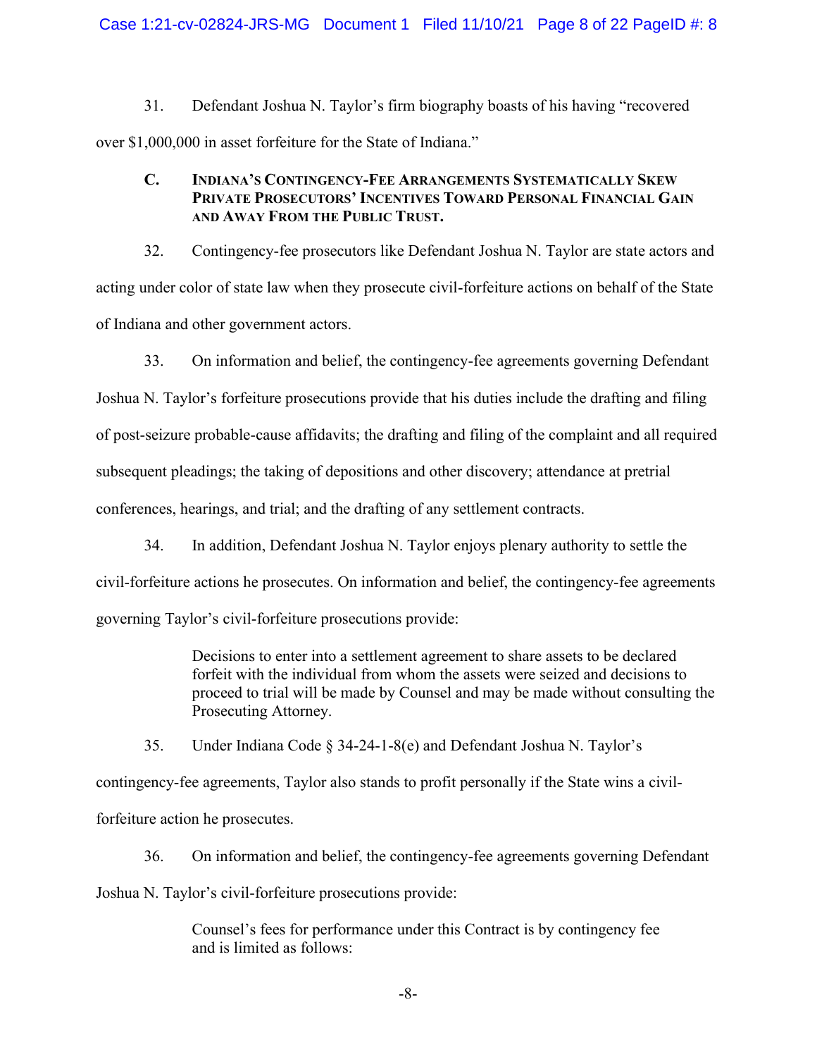31. Defendant Joshua N. Taylor's firm biography boasts of his having "recovered over $1,000,000 in asset forfeiture for the State of Indiana."

### C. Indiana's Contingency-Fee Arrangements Systematically Skew Private Prosecutors' Incentives Toward Personal Financial Gain and Away From the Public Trust.

32. Contingency-fee prosecutors like Defendant Joshua N. Taylor are state actors and acting under color of state law when they prosecute civil-forfeiture actions on behalf of the State of Indiana and other government actors.

33. On information and belief, the contingency-fee agreements governing Defendant Joshua N. Taylor's forfeiture prosecutions provide that his duties include the drafting and filing of post-seizure probable-cause affidavits; the drafting and filing of the complaint and all required subsequent pleadings; the taking of depositions and other discovery; attendance at pretrial conferences, hearings, and trial; and the drafting of any settlement contracts.

34. In addition, Defendant Joshua N. Taylor enjoys plenary authority to settle the civil-forfeiture actions he prosecutes. On information and belief, the contingency-fee agreements governing Taylor's civil-forfeiture prosecutions provide:

> Decisions to enter into a settlement agreement to share assets to be declared forfeit with the individual from whom the assets were seized and decisions to proceed to trial will be made by Counsel and may be made without consulting the Prosecuting Attorney.

35. Under Indiana Code § 34-24-1-8(e) and Defendant Joshua N. Taylor's contingency-fee agreements, Taylor also stands to profit personally if the State wins a civil-forfeiture action he prosecutes.

36. On information and belief, the contingency-fee agreements governing Defendant Joshua N. Taylor's civil-forfeiture prosecutions provide:

> Counsel's fees for performance under this Contract is by contingency fee and is limited as follows: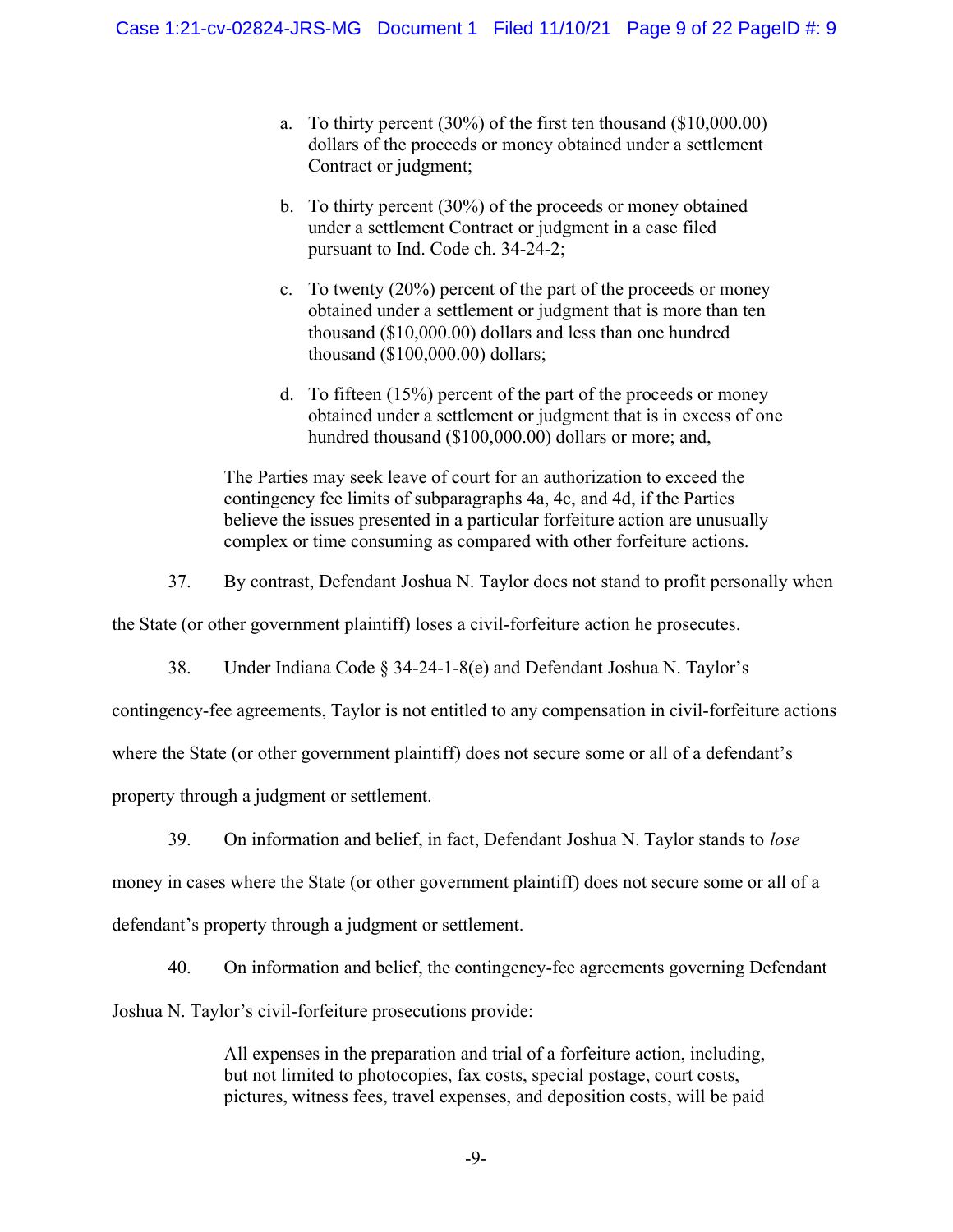a. To thirty percent (30%) of the first ten thousand ($10,000.00) dollars of the proceeds or money obtained under a settlement Contract or judgment;

b. To thirty percent (30%) of the proceeds or money obtained under a settlement Contract or judgment in a case filed pursuant to Ind. Code ch. 34-24-2;

c. To twenty (20%) percent of the part of the proceeds or money obtained under a settlement or judgment that is more than ten thousand ($10,000.00) dollars and less than one hundred thousand ($100,000.00) dollars;

d. To fifteen (15%) percent of the part of the proceeds or money obtained under a settlement or judgment that is in excess of one hundred thousand ($100,000.00) dollars or more; and,

> The Parties may seek leave of court for an authorization to exceed the contingency fee limits of subparagraphs 4a, 4c, and 4d, if the Parties believe the issues presented in a particular forfeiture action are unusually complex or time consuming as compared with other forfeiture actions.

37. By contrast, Defendant Joshua N. Taylor does not stand to profit personally when the State (or other government plaintiff) loses a civil-forfeiture action he prosecutes.

38. Under Indiana Code § 34-24-1-8(e) and Defendant Joshua N. Taylor's contingency-fee agreements, Taylor is not entitled to any compensation in civil-forfeiture actions where the State (or other government plaintiff) does not secure some or all of a defendant's property through a judgment or settlement.

39. On information and belief, in fact, Defendant Joshua N. Taylor stands to *lose* money in cases where the State (or other government plaintiff) does not secure some or all of a defendant's property through a judgment or settlement.

40. On information and belief, the contingency-fee agreements governing Defendant Joshua N. Taylor's civil-forfeiture prosecutions provide:

> All expenses in the preparation and trial of a forfeiture action, including, but not limited to photocopies, fax costs, special postage, court costs, pictures, witness fees, travel expenses, and deposition costs, will be paid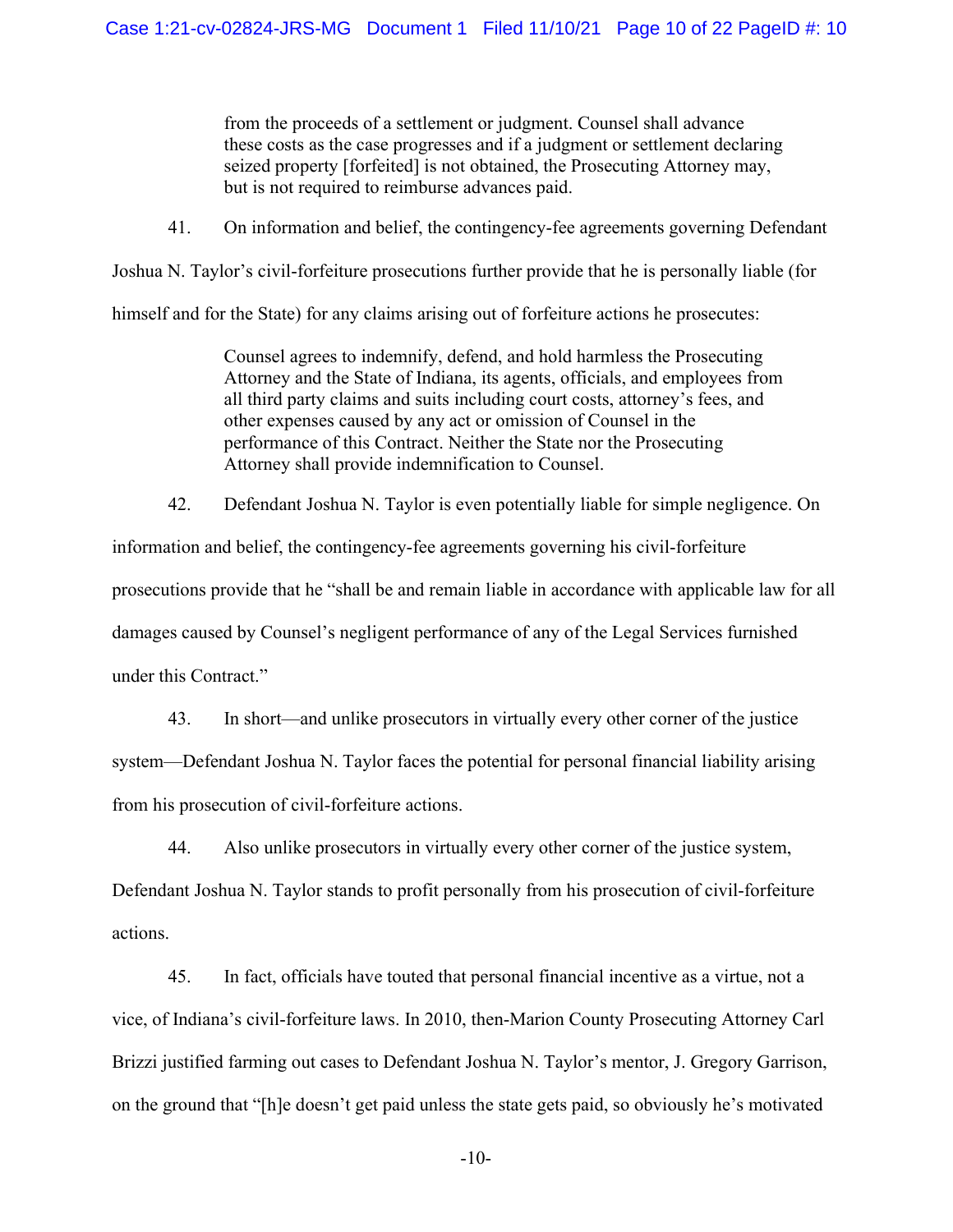> from the proceeds of a settlement or judgment. Counsel shall advance these costs as the case progresses and if a judgment or settlement declaring seized property [forfeited] is not obtained, the Prosecuting Attorney may, but is not required to reimburse advances paid.

41. On information and belief, the contingency-fee agreements governing Defendant Joshua N. Taylor's civil-forfeiture prosecutions further provide that he is personally liable (for himself and for the State) for any claims arising out of forfeiture actions he prosecutes:

> Counsel agrees to indemnify, defend, and hold harmless the Prosecuting Attorney and the State of Indiana, its agents, officials, and employees from all third party claims and suits including court costs, attorney's fees, and other expenses caused by any act or omission of Counsel in the performance of this Contract. Neither the State nor the Prosecuting Attorney shall provide indemnification to Counsel.

42. Defendant Joshua N. Taylor is even potentially liable for simple negligence. On information and belief, the contingency-fee agreements governing his civil-forfeiture prosecutions provide that he "shall be and remain liable in accordance with applicable law for all damages caused by Counsel's negligent performance of any of the Legal Services furnished under this Contract."

43. In short—and unlike prosecutors in virtually every other corner of the justice system—Defendant Joshua N. Taylor faces the potential for personal financial liability arising from his prosecution of civil-forfeiture actions.

44. Also unlike prosecutors in virtually every other corner of the justice system, Defendant Joshua N. Taylor stands to profit personally from his prosecution of civil-forfeiture actions.

45. In fact, officials have touted that personal financial incentive as a virtue, not a vice, of Indiana's civil-forfeiture laws. In 2010, then-Marion County Prosecuting Attorney Carl Brizzi justified farming out cases to Defendant Joshua N. Taylor's mentor, J. Gregory Garrison, on the ground that "[h]e doesn't get paid unless the state gets paid, so obviously he's motivated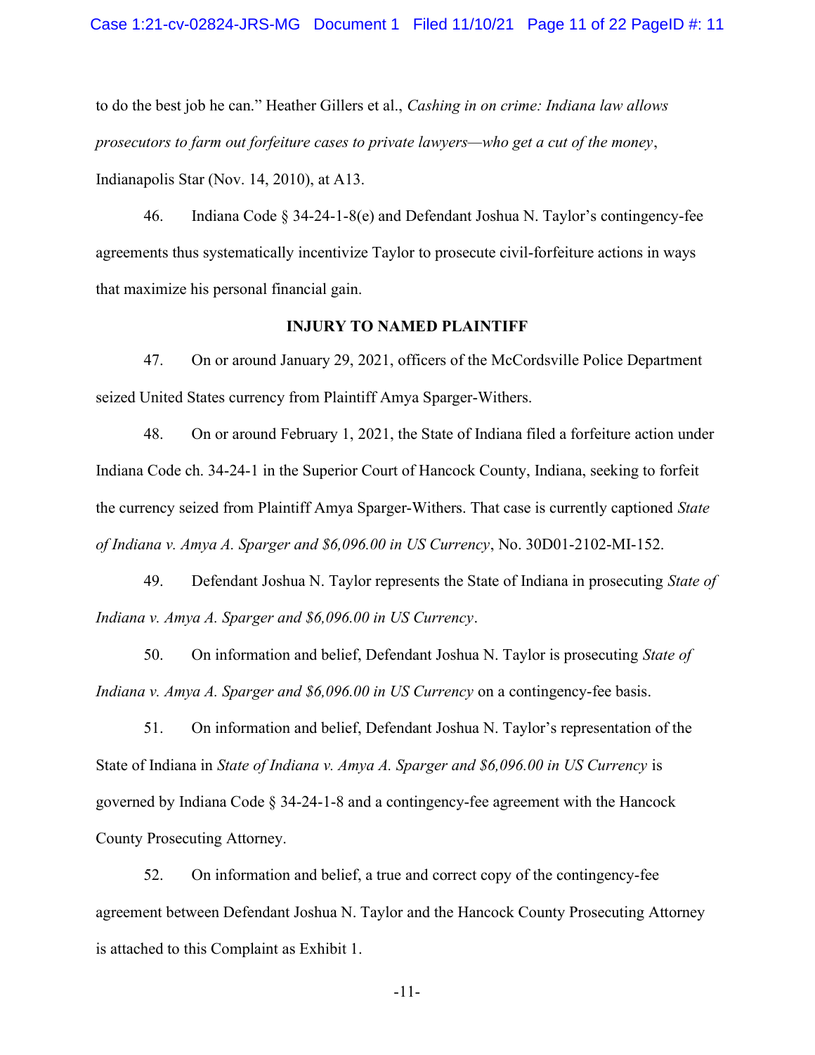to do the best job he can." Heather Gillers et al., *Cashing in on crime: Indiana law allows prosecutors to farm out forfeiture cases to private lawyers—who get a cut of the money*, Indianapolis Star (Nov. 14, 2010), at A13.

46. Indiana Code § 34-24-1-8(e) and Defendant Joshua N. Taylor's contingency-fee agreements thus systematically incentivize Taylor to prosecute civil-forfeiture actions in ways that maximize his personal financial gain.

## INJURY TO NAMED PLAINTIFF

47. On or around January 29, 2021, officers of the McCordsville Police Department seized United States currency from Plaintiff Amya Sparger-Withers.

48. On or around February 1, 2021, the State of Indiana filed a forfeiture action under Indiana Code ch. 34-24-1 in the Superior Court of Hancock County, Indiana, seeking to forfeit the currency seized from Plaintiff Amya Sparger-Withers. That case is currently captioned *State of Indiana v. Amya A. Sparger and $6,096.00 in US Currency*, No. 30D01-2102-MI-152.

49. Defendant Joshua N. Taylor represents the State of Indiana in prosecuting *State of Indiana v. Amya A. Sparger and $6,096.00 in US Currency*.

50. On information and belief, Defendant Joshua N. Taylor is prosecuting *State of Indiana v. Amya A. Sparger and $6,096.00 in US Currency* on a contingency-fee basis.

51. On information and belief, Defendant Joshua N. Taylor's representation of the State of Indiana in *State of Indiana v. Amya A. Sparger and $6,096.00 in US Currency* is governed by Indiana Code § 34-24-1-8 and a contingency-fee agreement with the Hancock County Prosecuting Attorney.

52. On information and belief, a true and correct copy of the contingency-fee agreement between Defendant Joshua N. Taylor and the Hancock County Prosecuting Attorney is attached to this Complaint as Exhibit 1.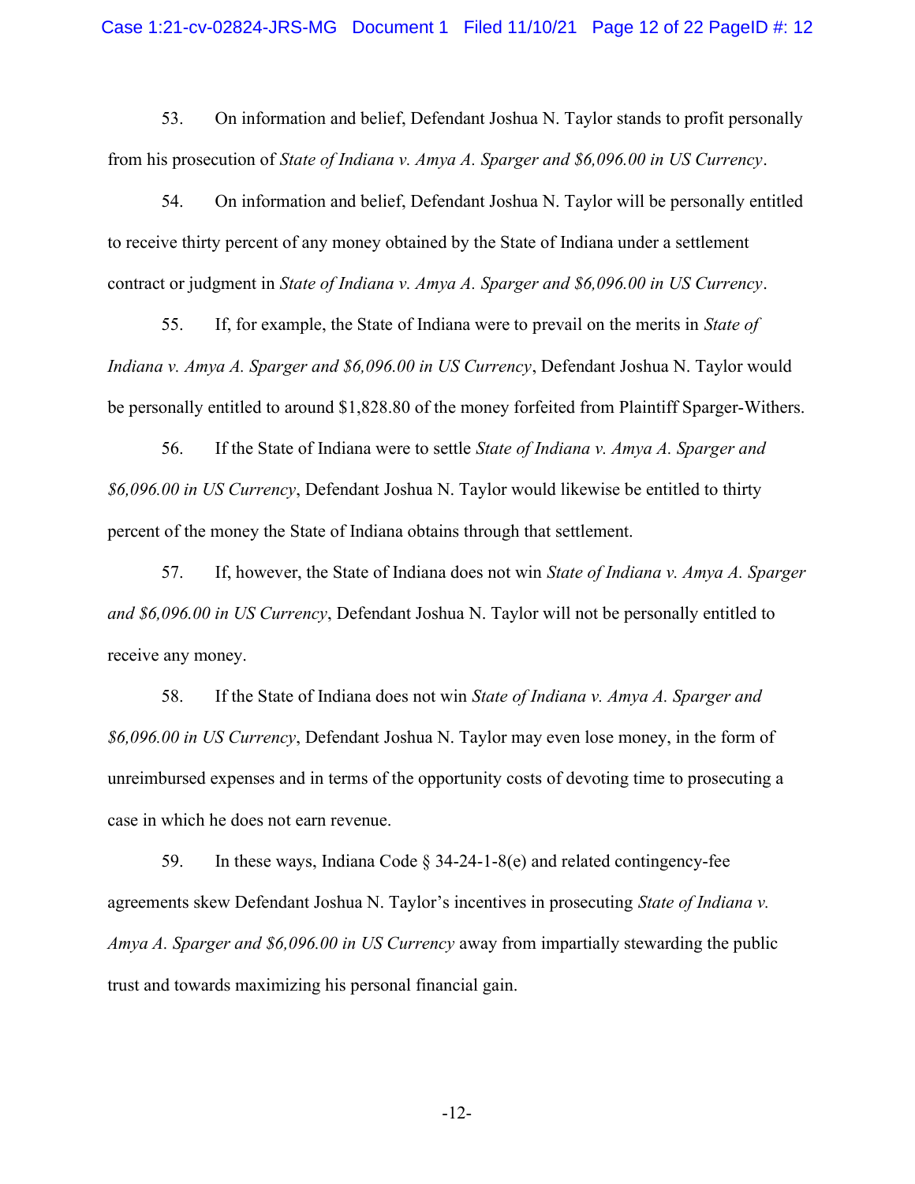53. On information and belief, Defendant Joshua N. Taylor stands to profit personally from his prosecution of *State of Indiana v. Amya A. Sparger and $6,096.00 in US Currency*.

54. On information and belief, Defendant Joshua N. Taylor will be personally entitled to receive thirty percent of any money obtained by the State of Indiana under a settlement contract or judgment in *State of Indiana v. Amya A. Sparger and $6,096.00 in US Currency*.

55. If, for example, the State of Indiana were to prevail on the merits in *State of Indiana v. Amya A. Sparger and $6,096.00 in US Currency*, Defendant Joshua N. Taylor would be personally entitled to around $1,828.80 of the money forfeited from Plaintiff Sparger-Withers.

56. If the State of Indiana were to settle *State of Indiana v. Amya A. Sparger and $6,096.00 in US Currency*, Defendant Joshua N. Taylor would likewise be entitled to thirty percent of the money the State of Indiana obtains through that settlement.

57. If, however, the State of Indiana does not win *State of Indiana v. Amya A. Sparger and $6,096.00 in US Currency*, Defendant Joshua N. Taylor will not be personally entitled to receive any money.

58. If the State of Indiana does not win *State of Indiana v. Amya A. Sparger and $6,096.00 in US Currency*, Defendant Joshua N. Taylor may even lose money, in the form of unreimbursed expenses and in terms of the opportunity costs of devoting time to prosecuting a case in which he does not earn revenue.

59. In these ways, Indiana Code § 34-24-1-8(e) and related contingency-fee agreements skew Defendant Joshua N. Taylor's incentives in prosecuting *State of Indiana v. Amya A. Sparger and $6,096.00 in US Currency* away from impartially stewarding the public trust and towards maximizing his personal financial gain.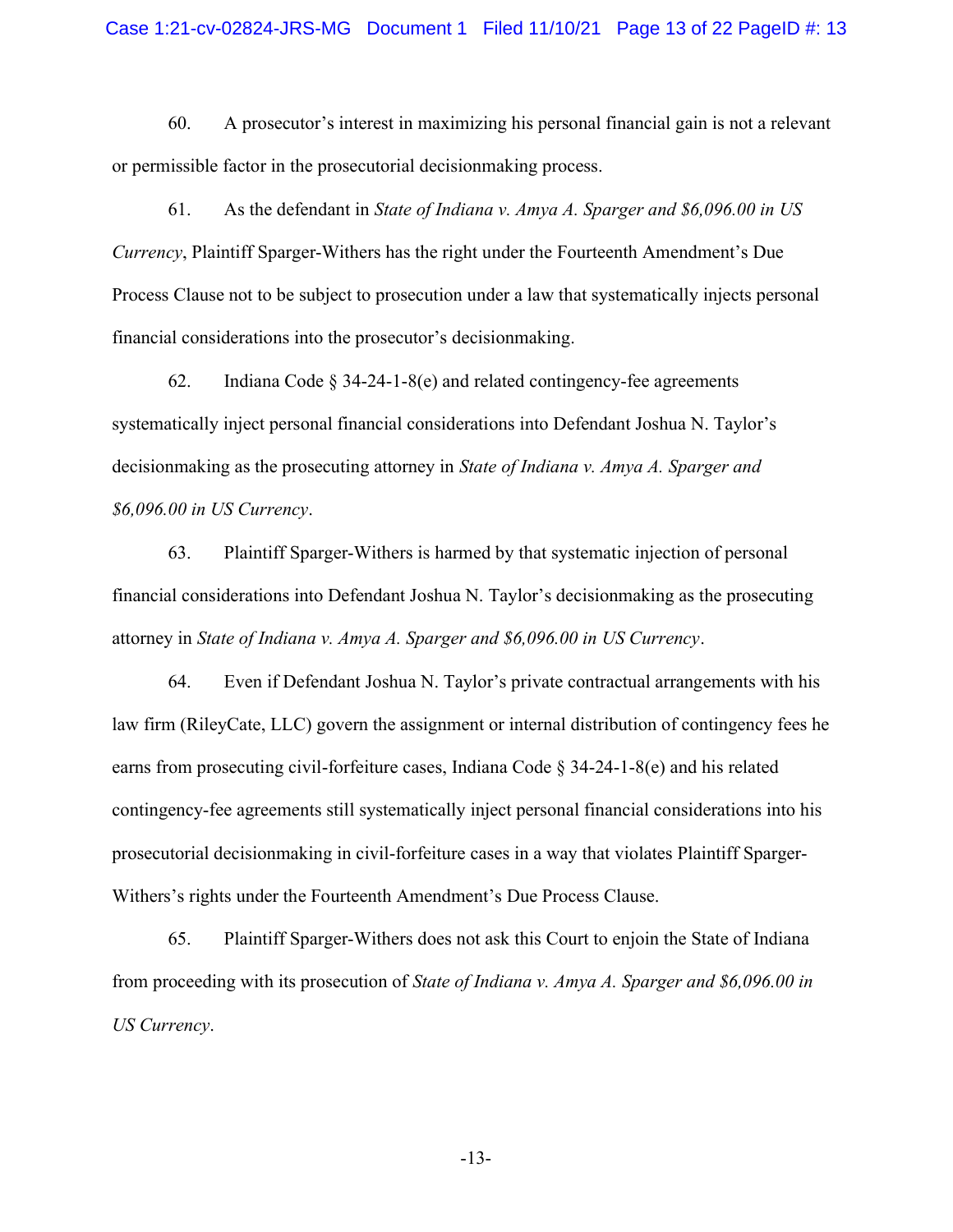60. A prosecutor's interest in maximizing his personal financial gain is not a relevant or permissible factor in the prosecutorial decisionmaking process.

61. As the defendant in *State of Indiana v. Amya A. Sparger and $6,096.00 in US Currency*, Plaintiff Sparger-Withers has the right under the Fourteenth Amendment's Due Process Clause not to be subject to prosecution under a law that systematically injects personal financial considerations into the prosecutor's decisionmaking.

62. Indiana Code § 34-24-1-8(e) and related contingency-fee agreements systematically inject personal financial considerations into Defendant Joshua N. Taylor's decisionmaking as the prosecuting attorney in *State of Indiana v. Amya A. Sparger and $6,096.00 in US Currency*.

63. Plaintiff Sparger-Withers is harmed by that systematic injection of personal financial considerations into Defendant Joshua N. Taylor's decisionmaking as the prosecuting attorney in *State of Indiana v. Amya A. Sparger and $6,096.00 in US Currency*.

64. Even if Defendant Joshua N. Taylor's private contractual arrangements with his law firm (RileyCate, LLC) govern the assignment or internal distribution of contingency fees he earns from prosecuting civil-forfeiture cases, Indiana Code § 34-24-1-8(e) and his related contingency-fee agreements still systematically inject personal financial considerations into his prosecutorial decisionmaking in civil-forfeiture cases in a way that violates Plaintiff Sparger-Withers's rights under the Fourteenth Amendment's Due Process Clause.

65. Plaintiff Sparger-Withers does not ask this Court to enjoin the State of Indiana from proceeding with its prosecution of *State of Indiana v. Amya A. Sparger and $6,096.00 in US Currency*.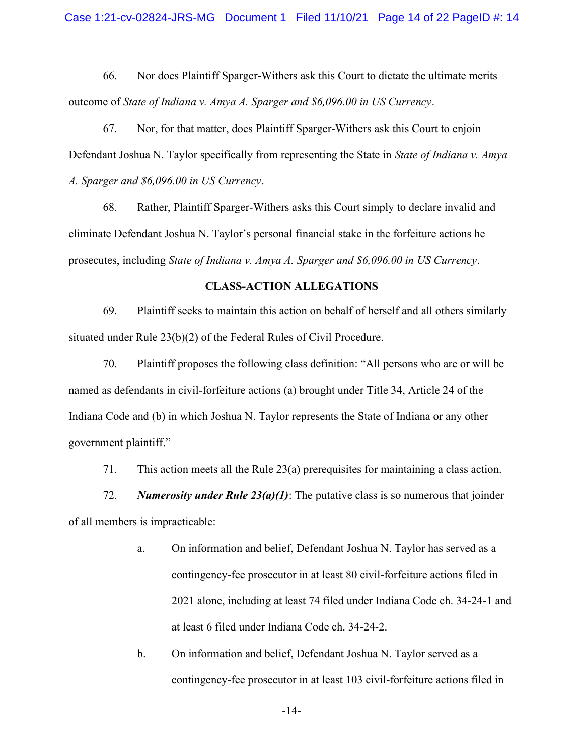66. Nor does Plaintiff Sparger-Withers ask this Court to dictate the ultimate merits outcome of *State of Indiana v. Amya A. Sparger and $6,096.00 in US Currency*.

67. Nor, for that matter, does Plaintiff Sparger-Withers ask this Court to enjoin Defendant Joshua N. Taylor specifically from representing the State in *State of Indiana v. Amya A. Sparger and $6,096.00 in US Currency*.

68. Rather, Plaintiff Sparger-Withers asks this Court simply to declare invalid and eliminate Defendant Joshua N. Taylor's personal financial stake in the forfeiture actions he prosecutes, including *State of Indiana v. Amya A. Sparger and $6,096.00 in US Currency*.

## CLASS-ACTION ALLEGATIONS

69. Plaintiff seeks to maintain this action on behalf of herself and all others similarly situated under Rule 23(b)(2) of the Federal Rules of Civil Procedure.

70. Plaintiff proposes the following class definition: "All persons who are or will be named as defendants in civil-forfeiture actions (a) brought under Title 34, Article 24 of the Indiana Code and (b) in which Joshua N. Taylor represents the State of Indiana or any other government plaintiff."

71. This action meets all the Rule 23(a) prerequisites for maintaining a class action.

72. ***Numerosity under Rule 23(a)(1)***: The putative class is so numerous that joinder of all members is impracticable:

a. On information and belief, Defendant Joshua N. Taylor has served as a contingency-fee prosecutor in at least 80 civil-forfeiture actions filed in 2021 alone, including at least 74 filed under Indiana Code ch. 34-24-1 and at least 6 filed under Indiana Code ch. 34-24-2.

b. On information and belief, Defendant Joshua N. Taylor served as a contingency-fee prosecutor in at least 103 civil-forfeiture actions filed in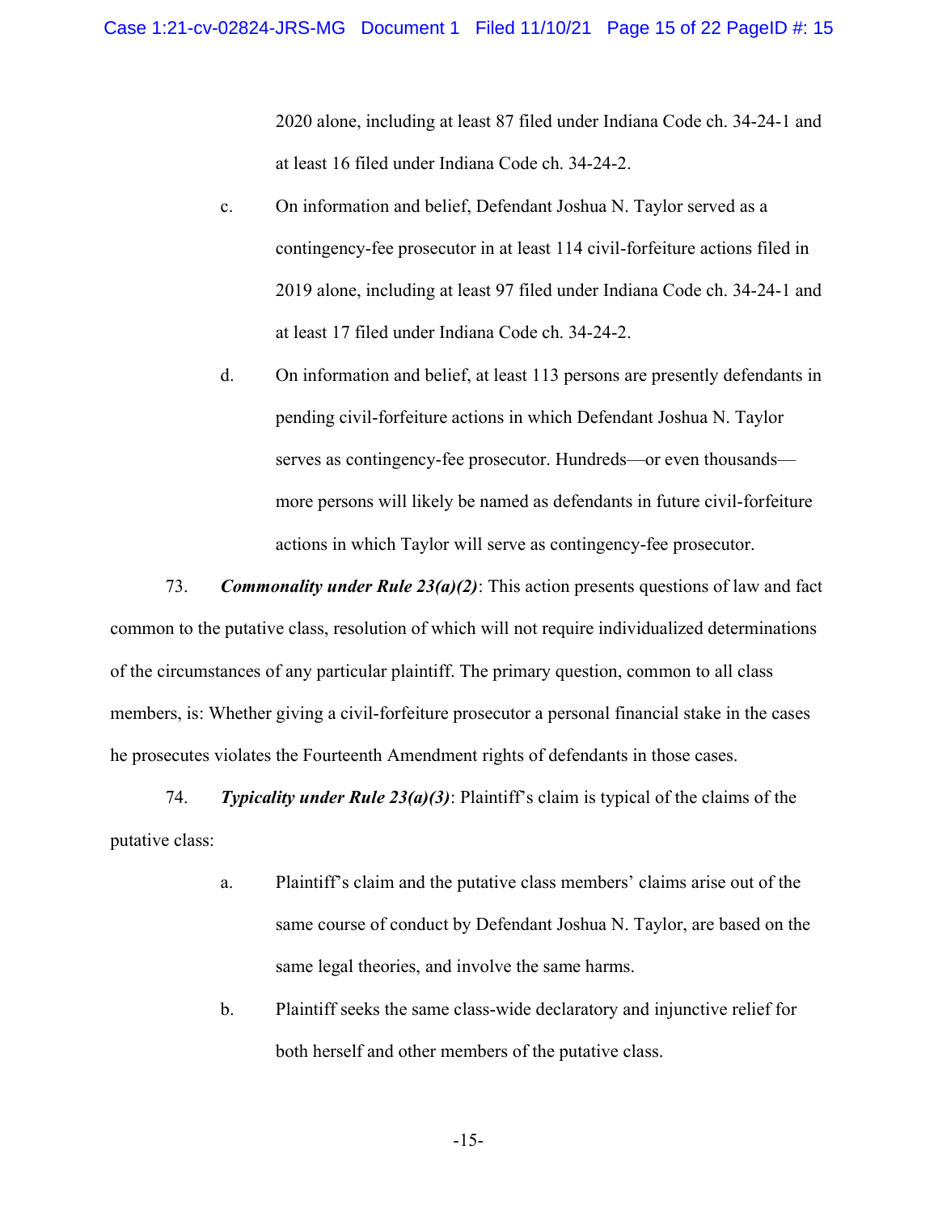2020 alone, including at least 87 filed under Indiana Code ch. 34-24-1 and at least 16 filed under Indiana Code ch. 34-24-2.

c. On information and belief, Defendant Joshua N. Taylor served as a contingency-fee prosecutor in at least 114 civil-forfeiture actions filed in 2019 alone, including at least 97 filed under Indiana Code ch. 34-24-1 and at least 17 filed under Indiana Code ch. 34-24-2.

d. On information and belief, at least 113 persons are presently defendants in pending civil-forfeiture actions in which Defendant Joshua N. Taylor serves as contingency-fee prosecutor. Hundreds—or even thousands—more persons will likely be named as defendants in future civil-forfeiture actions in which Taylor will serve as contingency-fee prosecutor.

73. ***Commonality under Rule 23(a)(2)***: This action presents questions of law and fact common to the putative class, resolution of which will not require individualized determinations of the circumstances of any particular plaintiff. The primary question, common to all class members, is: Whether giving a civil-forfeiture prosecutor a personal financial stake in the cases he prosecutes violates the Fourteenth Amendment rights of defendants in those cases.

74. ***Typicality under Rule 23(a)(3)***: Plaintiff's claim is typical of the claims of the putative class:

a. Plaintiff's claim and the putative class members' claims arise out of the same course of conduct by Defendant Joshua N. Taylor, are based on the same legal theories, and involve the same harms.

b. Plaintiff seeks the same class-wide declaratory and injunctive relief for both herself and other members of the putative class.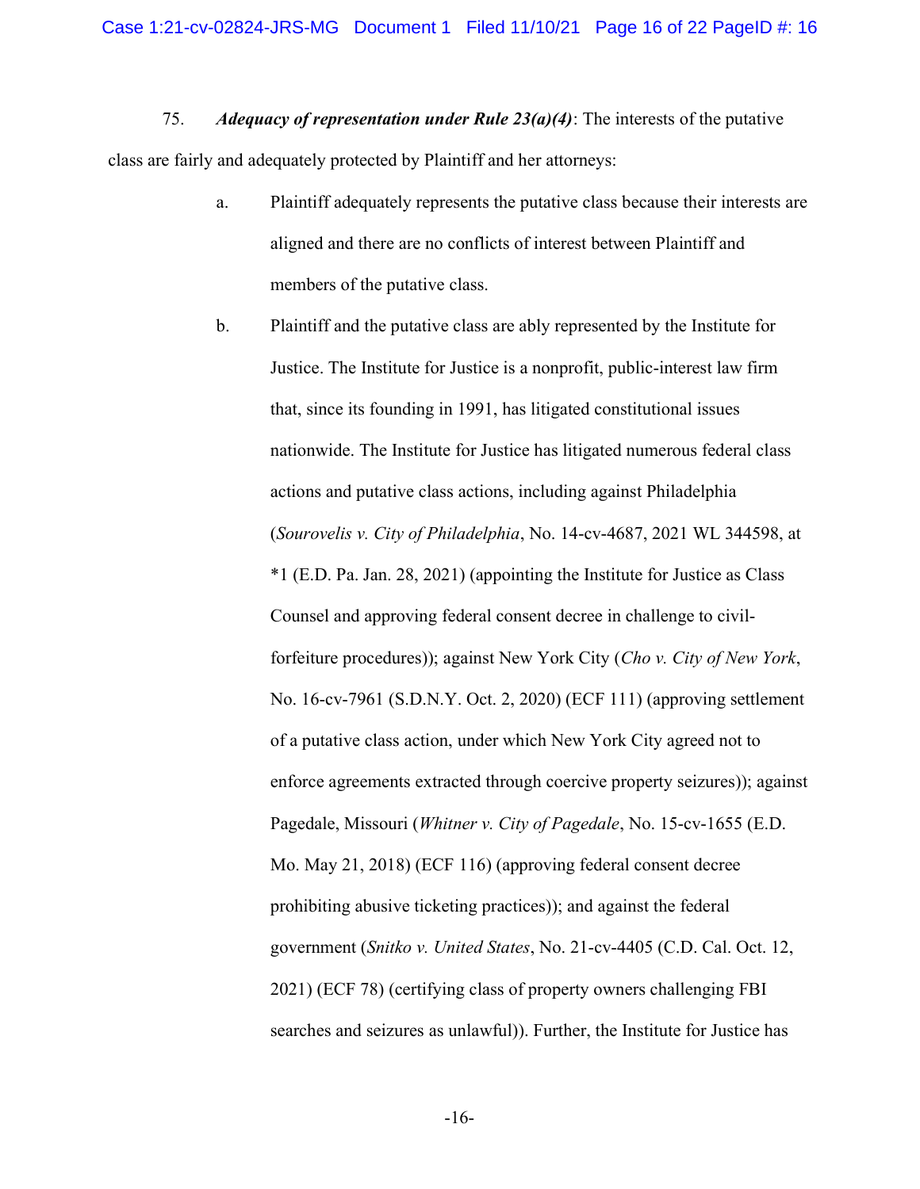75. ***Adequacy of representation under Rule 23(a)(4)***: The interests of the putative class are fairly and adequately protected by Plaintiff and her attorneys:

a. Plaintiff adequately represents the putative class because their interests are aligned and there are no conflicts of interest between Plaintiff and members of the putative class.

b. Plaintiff and the putative class are ably represented by the Institute for Justice. The Institute for Justice is a nonprofit, public-interest law firm that, since its founding in 1991, has litigated constitutional issues nationwide. The Institute for Justice has litigated numerous federal class actions and putative class actions, including against Philadelphia (*Sourovelis v. City of Philadelphia*, No. 14-cv-4687, 2021 WL 344598, at *1 (E.D. Pa. Jan. 28, 2021) (appointing the Institute for Justice as Class Counsel and approving federal consent decree in challenge to civil-forfeiture procedures)); against New York City (*Cho v. City of New York*, No. 16-cv-7961 (S.D.N.Y. Oct. 2, 2020) (ECF 111) (approving settlement of a putative class action, under which New York City agreed not to enforce agreements extracted through coercive property seizures)); against Pagedale, Missouri (*Whitner v. City of Pagedale*, No. 15-cv-1655 (E.D. Mo. May 21, 2018) (ECF 116) (approving federal consent decree prohibiting abusive ticketing practices)); and against the federal government (*Snitko v. United States*, No. 21-cv-4405 (C.D. Cal. Oct. 12, 2021) (ECF 78) (certifying class of property owners challenging FBI searches and seizures as unlawful)). Further, the Institute for Justice has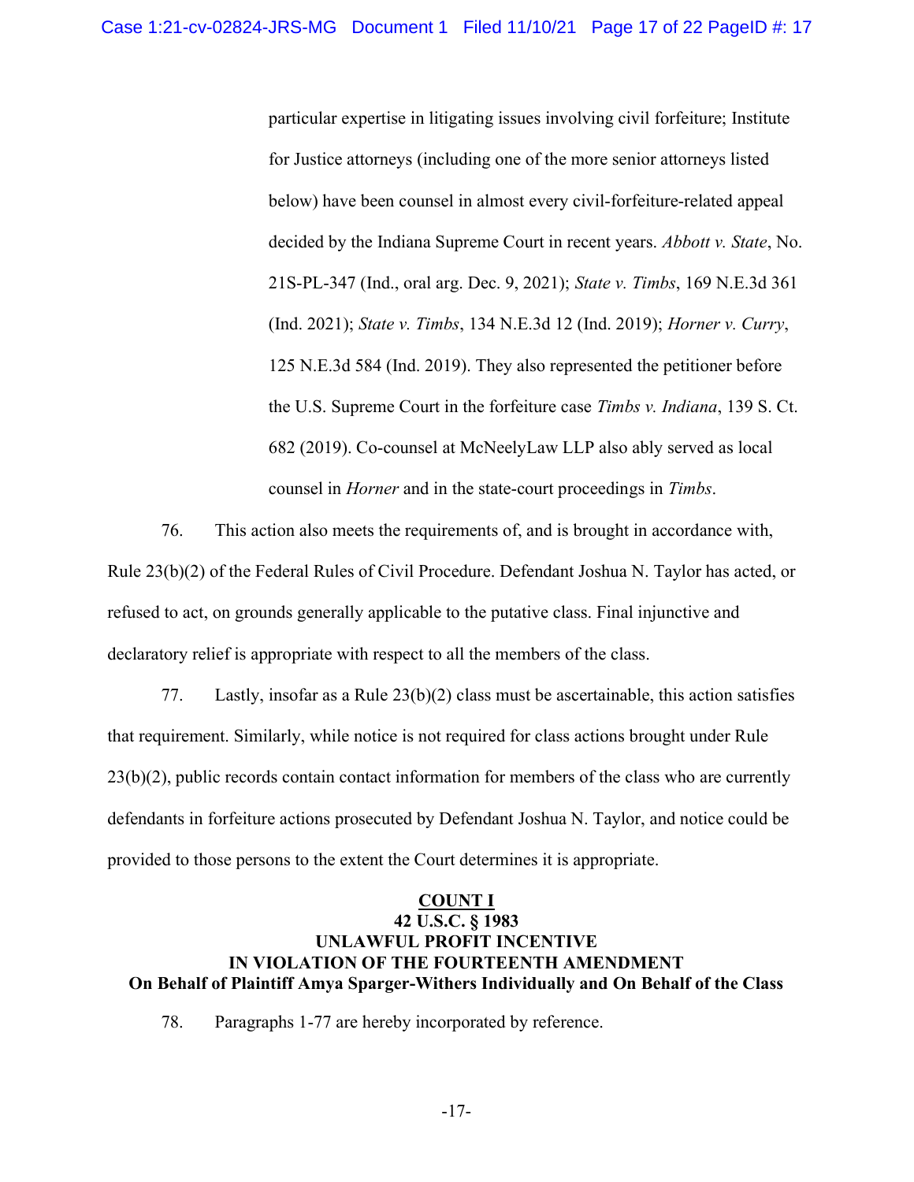particular expertise in litigating issues involving civil forfeiture; Institute for Justice attorneys (including one of the more senior attorneys listed below) have been counsel in almost every civil-forfeiture-related appeal decided by the Indiana Supreme Court in recent years. *Abbott v. State*, No. 21S-PL-347 (Ind., oral arg. Dec. 9, 2021); *State v. Timbs*, 169 N.E.3d 361 (Ind. 2021); *State v. Timbs*, 134 N.E.3d 12 (Ind. 2019); *Horner v. Curry*, 125 N.E.3d 584 (Ind. 2019). They also represented the petitioner before the U.S. Supreme Court in the forfeiture case *Timbs v. Indiana*, 139 S. Ct. 682 (2019). Co-counsel at McNeelyLaw LLP also ably served as local counsel in *Horner* and in the state-court proceedings in *Timbs*.

76. This action also meets the requirements of, and is brought in accordance with, Rule 23(b)(2) of the Federal Rules of Civil Procedure. Defendant Joshua N. Taylor has acted, or refused to act, on grounds generally applicable to the putative class. Final injunctive and declaratory relief is appropriate with respect to all the members of the class.

77. Lastly, insofar as a Rule 23(b)(2) class must be ascertainable, this action satisfies that requirement. Similarly, while notice is not required for class actions brought under Rule 23(b)(2), public records contain contact information for members of the class who are currently defendants in forfeiture actions prosecuted by Defendant Joshua N. Taylor, and notice could be provided to those persons to the extent the Court determines it is appropriate.

## COUNT I
## 42 U.S.C. § 1983
## UNLAWFUL PROFIT INCENTIVE IN VIOLATION OF THE FOURTEENTH AMENDMENT
## On Behalf of Plaintiff Amya Sparger-Withers Individually and On Behalf of the Class

78. Paragraphs 1-77 are hereby incorporated by reference.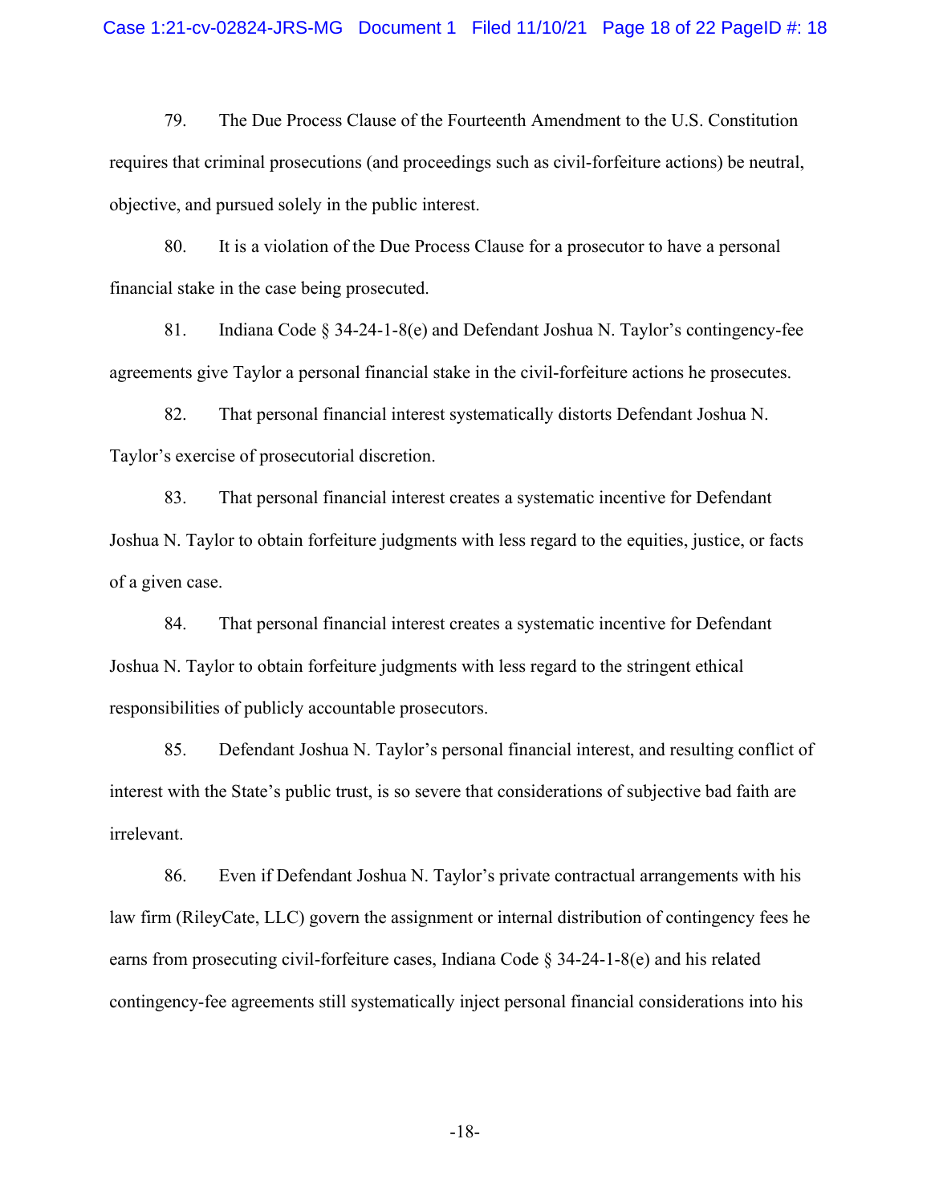79. The Due Process Clause of the Fourteenth Amendment to the U.S. Constitution requires that criminal prosecutions (and proceedings such as civil-forfeiture actions) be neutral, objective, and pursued solely in the public interest.

80. It is a violation of the Due Process Clause for a prosecutor to have a personal financial stake in the case being prosecuted.

81. Indiana Code § 34-24-1-8(e) and Defendant Joshua N. Taylor's contingency-fee agreements give Taylor a personal financial stake in the civil-forfeiture actions he prosecutes.

82. That personal financial interest systematically distorts Defendant Joshua N. Taylor's exercise of prosecutorial discretion.

83. That personal financial interest creates a systematic incentive for Defendant Joshua N. Taylor to obtain forfeiture judgments with less regard to the equities, justice, or facts of a given case.

84. That personal financial interest creates a systematic incentive for Defendant Joshua N. Taylor to obtain forfeiture judgments with less regard to the stringent ethical responsibilities of publicly accountable prosecutors.

85. Defendant Joshua N. Taylor's personal financial interest, and resulting conflict of interest with the State's public trust, is so severe that considerations of subjective bad faith are irrelevant.

86. Even if Defendant Joshua N. Taylor's private contractual arrangements with his law firm (RileyCate, LLC) govern the assignment or internal distribution of contingency fees he earns from prosecuting civil-forfeiture cases, Indiana Code § 34-24-1-8(e) and his related contingency-fee agreements still systematically inject personal financial considerations into his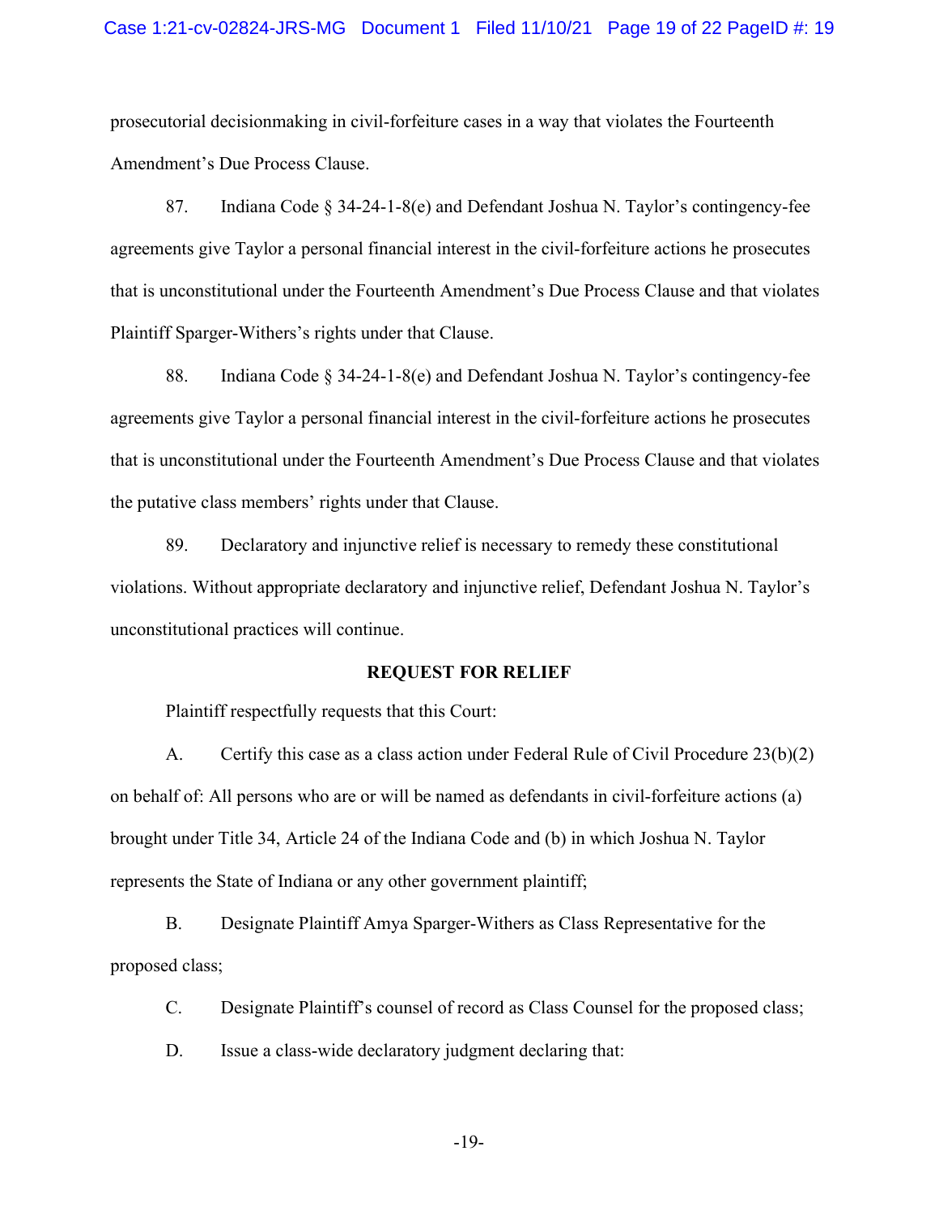prosecutorial decisionmaking in civil-forfeiture cases in a way that violates the Fourteenth Amendment's Due Process Clause.

87. Indiana Code § 34-24-1-8(e) and Defendant Joshua N. Taylor's contingency-fee agreements give Taylor a personal financial interest in the civil-forfeiture actions he prosecutes that is unconstitutional under the Fourteenth Amendment's Due Process Clause and that violates Plaintiff Sparger-Withers's rights under that Clause.

88. Indiana Code § 34-24-1-8(e) and Defendant Joshua N. Taylor's contingency-fee agreements give Taylor a personal financial interest in the civil-forfeiture actions he prosecutes that is unconstitutional under the Fourteenth Amendment's Due Process Clause and that violates the putative class members' rights under that Clause.

89. Declaratory and injunctive relief is necessary to remedy these constitutional violations. Without appropriate declaratory and injunctive relief, Defendant Joshua N. Taylor's unconstitutional practices will continue.

**REQUEST FOR RELIEF**

Plaintiff respectfully requests that this Court:

A. Certify this case as a class action under Federal Rule of Civil Procedure 23(b)(2) on behalf of: All persons who are or will be named as defendants in civil-forfeiture actions (a) brought under Title 34, Article 24 of the Indiana Code and (b) in which Joshua N. Taylor represents the State of Indiana or any other government plaintiff;

B. Designate Plaintiff Amya Sparger-Withers as Class Representative for the proposed class;

C. Designate Plaintiff's counsel of record as Class Counsel for the proposed class;

D. Issue a class-wide declaratory judgment declaring that: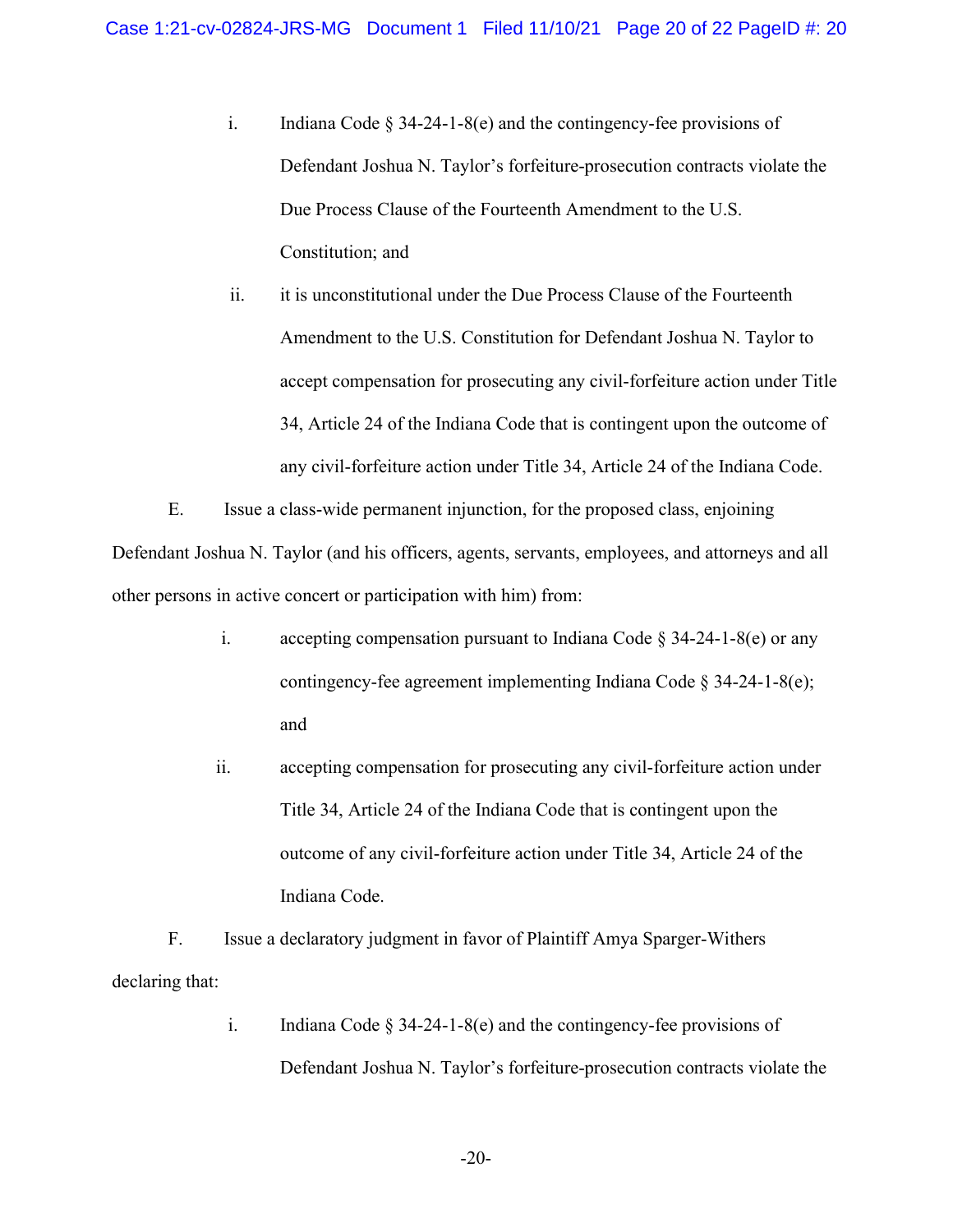i. Indiana Code § 34-24-1-8(e) and the contingency-fee provisions of Defendant Joshua N. Taylor's forfeiture-prosecution contracts violate the Due Process Clause of the Fourteenth Amendment to the U.S. Constitution; and

ii. it is unconstitutional under the Due Process Clause of the Fourteenth Amendment to the U.S. Constitution for Defendant Joshua N. Taylor to accept compensation for prosecuting any civil-forfeiture action under Title 34, Article 24 of the Indiana Code that is contingent upon the outcome of any civil-forfeiture action under Title 34, Article 24 of the Indiana Code.

E. Issue a class-wide permanent injunction, for the proposed class, enjoining Defendant Joshua N. Taylor (and his officers, agents, servants, employees, and attorneys and all other persons in active concert or participation with him) from:

i. accepting compensation pursuant to Indiana Code § 34-24-1-8(e) or any contingency-fee agreement implementing Indiana Code § 34-24-1-8(e); and

ii. accepting compensation for prosecuting any civil-forfeiture action under Title 34, Article 24 of the Indiana Code that is contingent upon the outcome of any civil-forfeiture action under Title 34, Article 24 of the Indiana Code.

F. Issue a declaratory judgment in favor of Plaintiff Amya Sparger-Withers declaring that:

i. Indiana Code § 34-24-1-8(e) and the contingency-fee provisions of Defendant Joshua N. Taylor's forfeiture-prosecution contracts violate the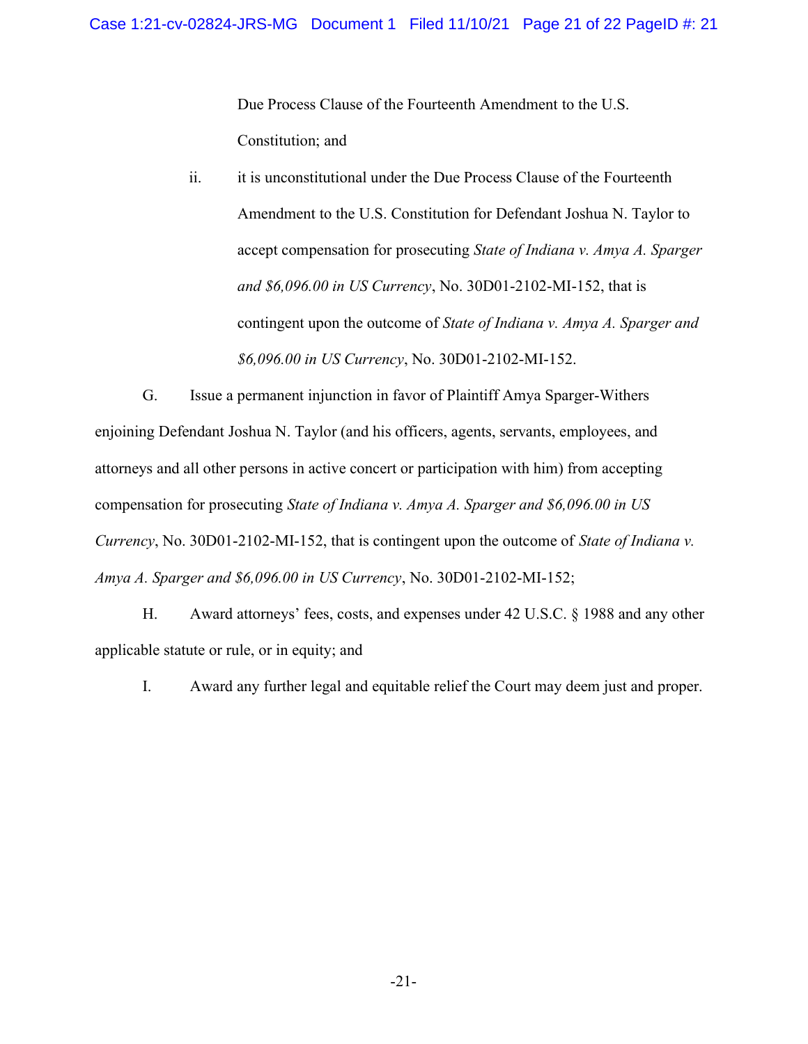Due Process Clause of the Fourteenth Amendment to the U.S. Constitution; and

ii. it is unconstitutional under the Due Process Clause of the Fourteenth Amendment to the U.S. Constitution for Defendant Joshua N. Taylor to accept compensation for prosecuting *State of Indiana v. Amya A. Sparger and $6,096.00 in US Currency*, No. 30D01-2102-MI-152, that is contingent upon the outcome of *State of Indiana v. Amya A. Sparger and $6,096.00 in US Currency*, No. 30D01-2102-MI-152.

G. Issue a permanent injunction in favor of Plaintiff Amya Sparger-Withers enjoining Defendant Joshua N. Taylor (and his officers, agents, servants, employees, and attorneys and all other persons in active concert or participation with him) from accepting compensation for prosecuting *State of Indiana v. Amya A. Sparger and $6,096.00 in US Currency*, No. 30D01-2102-MI-152, that is contingent upon the outcome of *State of Indiana v. Amya A. Sparger and $6,096.00 in US Currency*, No. 30D01-2102-MI-152;

H. Award attorneys' fees, costs, and expenses under 42 U.S.C. § 1988 and any other applicable statute or rule, or in equity; and

I. Award any further legal and equitable relief the Court may deem just and proper.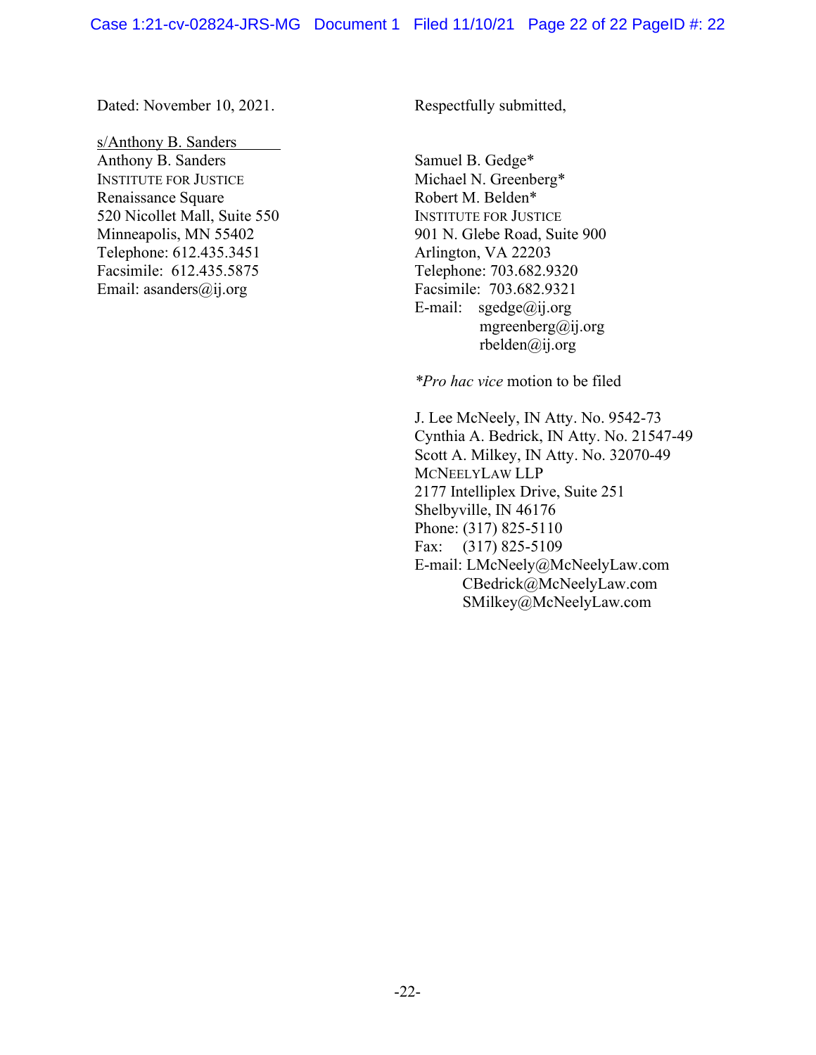Dated: November 10, 2021.

s/Anthony B. Sanders
Anthony B. Sanders
INSTITUTE FOR JUSTICE
Renaissance Square
520 Nicollet Mall, Suite 550
Minneapolis, MN 55402
Telephone: 612.435.3451
Facsimile: 612.435.5875
Email: asanders@ij.org

Respectfully submitted,

Samuel B. Gedge*
Michael N. Greenberg*
Robert M. Belden*
INSTITUTE FOR JUSTICE
901 N. Glebe Road, Suite 900
Arlington, VA 22203
Telephone: 703.682.9320
Facsimile: 703.682.9321
E-mail: sgedge@ij.org
mgreenberg@ij.org
rbelden@ij.org

**Pro hac vice* motion to be filed

J. Lee McNeely, IN Atty. No. 9542-73
Cynthia A. Bedrick, IN Atty. No. 21547-49
Scott A. Milkey, IN Atty. No. 32070-49
MCNEELYLAW LLP
2177 Intelliplex Drive, Suite 251
Shelbyville, IN 46176
Phone: (317) 825-5110
Fax: (317) 825-5109
E-mail: LMcNeely@McNeelyLaw.com
CBedrick@McNeelyLaw.com
SMilkey@McNeelyLaw.com